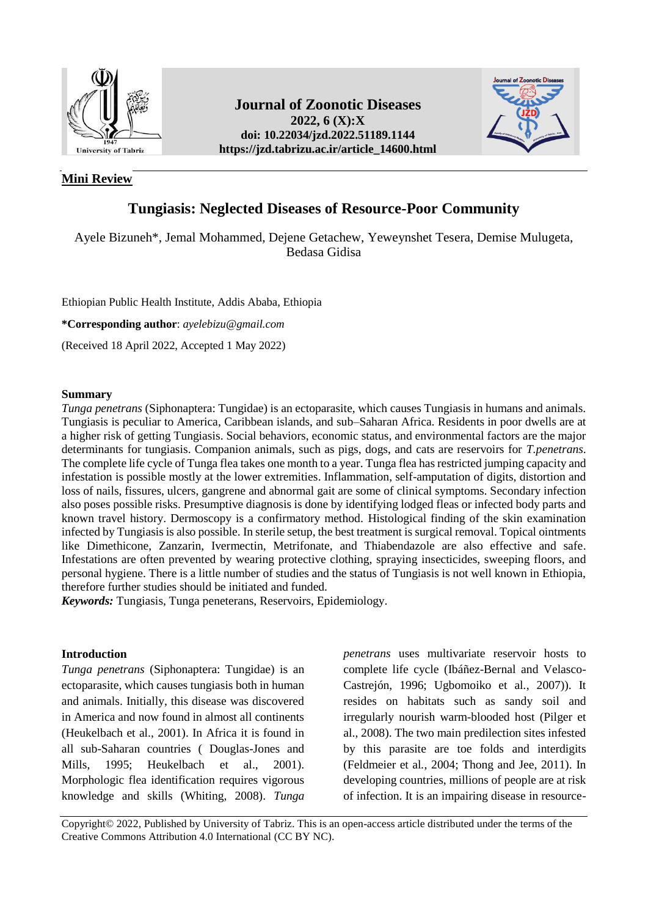**Mini Review**

# Tungiasis: Neglected Diseases of Resource-Poor Community

Ayele Bizuneh*, Jemal Mohammed, Dejene Getachew, Yeweynshet Tesera, Demise Mulugeta, Bedasa Gidisa

Ethiopian Public Health Institute, Addis Ababa, Ethiopia

**\*Corresponding author**: *ayelebizu@gmail.com*

(Received 18 April 2022, Accepted 1 May 2022)

## Summary

*Tunga penetrans* (Siphonaptera: Tungidae) is an ectoparasite, which causes Tungiasis in humans and animals. Tungiasis is peculiar to America, Caribbean islands, and sub–Saharan Africa. Residents in poor dwells are at a higher risk of getting Tungiasis. Social behaviors, economic status, and environmental factors are the major determinants for tungiasis. Companion animals, such as pigs, dogs, and cats are reservoirs for *T.penetrans*. The complete life cycle of Tunga flea takes one month to a year. Tunga flea has restricted jumping capacity and infestation is possible mostly at the lower extremities. Inflammation, self-amputation of digits, distortion and loss of nails, fissures, ulcers, gangrene and abnormal gait are some of clinical symptoms. Secondary infection also poses possible risks. Presumptive diagnosis is done by identifying lodged fleas or infected body parts and known travel history. Dermoscopy is a confirmatory method. Histological finding of the skin examination infected by Tungiasis is also possible. In sterile setup, the best treatment is surgical removal. Topical ointments like Dimethicone, Zanzarin, Ivermectin, Metrifonate, and Thiabendazole are also effective and safe. Infestations are often prevented by wearing protective clothing, spraying insecticides, sweeping floors, and personal hygiene. There is a little number of studies and the status of Tungiasis is not well known in Ethiopia, therefore further studies should be initiated and funded.

***Keywords:*** Tungiasis, Tunga peneterans, Reservoirs, Epidemiology.

## Introduction

*Tunga penetrans* (Siphonaptera: Tungidae) is an ectoparasite, which causes tungiasis both in human and animals. Initially, this disease was discovered in America and now found in almost all continents (Heukelbach et al., 2001). In Africa it is found in all sub-Saharan countries ( Douglas-Jones and Mills, 1995; Heukelbach et al., 2001). Morphologic flea identification requires vigorous knowledge and skills (Whiting, 2008). *Tunga penetrans* uses multivariate reservoir hosts to complete life cycle (Ibáñez-Bernal and Velasco-Castrejón, 1996; Ugbomoiko et al., 2007)). It resides on habitats such as sandy soil and irregularly nourish warm-blooded host (Pilger et al., 2008). The two main predilection sites infested by this parasite are toe folds and interdigits (Feldmeier et al., 2004; Thong and Jee, 2011). In developing countries, millions of people are at risk of infection. It is an impairing disease in resource-

Copyright© 2022, Published by University of Tabriz. This is an open-access article distributed under the terms of the Creative Commons Attribution 4.0 International (CC BY NC).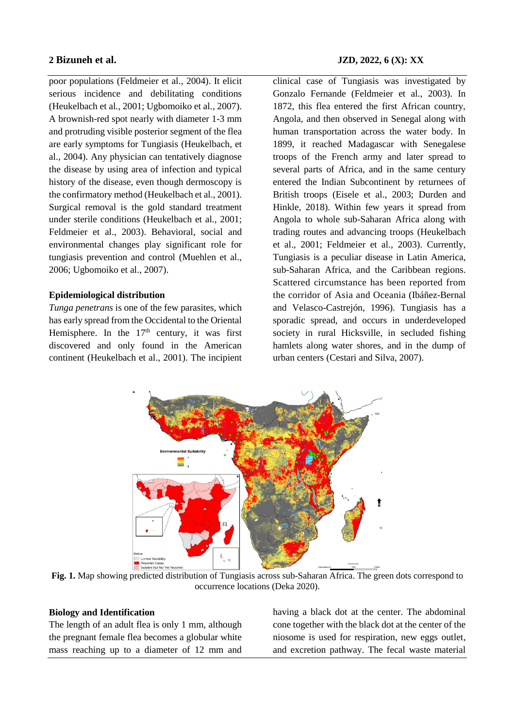poor populations (Feldmeier et al., 2004). It elicit serious incidence and debilitating conditions (Heukelbach et al., 2001; Ugbomoiko et al., 2007). A brownish-red spot nearly with diameter 1-3 mm and protruding visible posterior segment of the flea are early symptoms for Tungiasis (Heukelbach, et al., 2004). Any physician can tentatively diagnose the disease by using area of infection and typical history of the disease, even though dermoscopy is the confirmatory method (Heukelbach et al., 2001). Surgical removal is the gold standard treatment under sterile conditions (Heukelbach et al., 2001; Feldmeier et al., 2003). Behavioral, social and environmental changes play significant role for tungiasis prevention and control (Muehlen et al., 2006; Ugbomoiko et al., 2007).

### Epidemiological distribution

*Tunga penetrans* is one of the few parasites, which has early spread from the Occidental to the Oriental Hemisphere. In the 17th century, it was first discovered and only found in the American continent (Heukelbach et al., 2001). The incipient clinical case of Tungiasis was investigated by Gonzalo Fernande (Feldmeier et al., 2003). In 1872, this flea entered the first African country, Angola, and then observed in Senegal along with human transportation across the water body. In 1899, it reached Madagascar with Senegalese troops of the French army and later spread to several parts of Africa, and in the same century entered the Indian Subcontinent by returnees of British troops (Eisele et al., 2003; Durden and Hinkle, 2018). Within few years it spread from Angola to whole sub-Saharan Africa along with trading routes and advancing troops (Heukelbach et al., 2001; Feldmeier et al., 2003). Currently, Tungiasis is a peculiar disease in Latin America, sub-Saharan Africa, and the Caribbean regions. Scattered circumstance has been reported from the corridor of Asia and Oceania (Ibáñez-Bernal and Velasco-Castrejón, 1996). Tungiasis has a sporadic spread, and occurs in underdeveloped society in rural Hicksville, in secluded fishing hamlets along water shores, and in the dump of urban centers (Cestari and Silva, 2007).

**Fig. 1.** Map showing predicted distribution of Tungiasis across sub-Saharan Africa. The green dots correspond to occurrence locations (Deka 2020).

### Biology and Identification

The length of an adult flea is only 1 mm, although the pregnant female flea becomes a globular white mass reaching up to a diameter of 12 mm and having a black dot at the center. The abdominal cone together with the black dot at the center of the niosome is used for respiration, new eggs outlet, and excretion pathway. The fecal waste material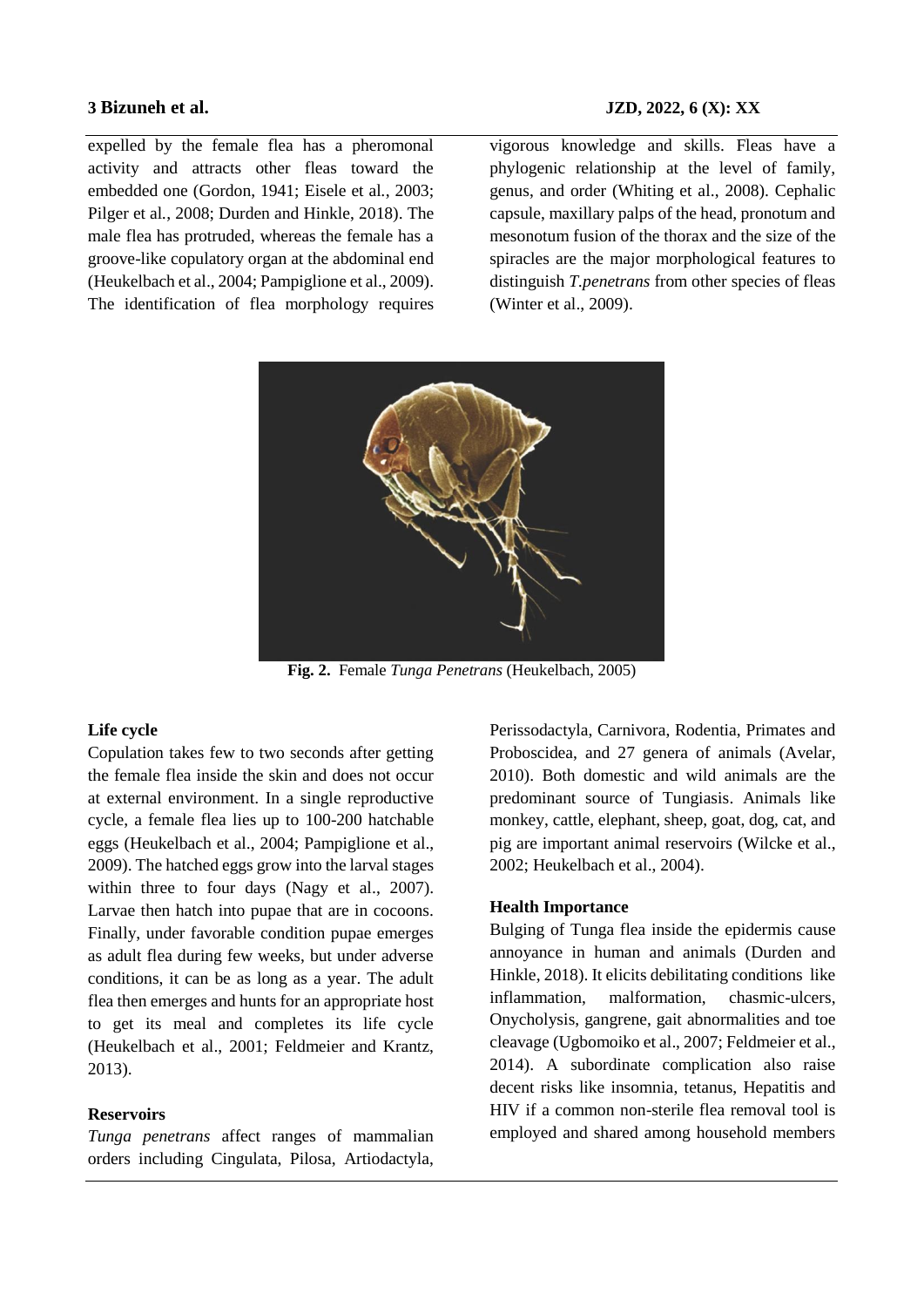expelled by the female flea has a pheromonal activity and attracts other fleas toward the embedded one (Gordon, 1941; Eisele et al., 2003; Pilger et al., 2008; Durden and Hinkle, 2018). The male flea has protruded, whereas the female has a groove-like copulatory organ at the abdominal end (Heukelbach et al., 2004; Pampiglione et al., 2009). The identification of flea morphology requires vigorous knowledge and skills. Fleas have a phylogenic relationship at the level of family, genus, and order (Whiting et al., 2008). Cephalic capsule, maxillary palps of the head, pronotum and mesonotum fusion of the thorax and the size of the spiracles are the major morphological features to distinguish *T.penetrans* from other species of fleas (Winter et al., 2009).

**Fig. 2.** Female *Tunga Penetrans* (Heukelbach, 2005)

### Life cycle

Copulation takes few to two seconds after getting the female flea inside the skin and does not occur at external environment. In a single reproductive cycle, a female flea lies up to 100-200 hatchable eggs (Heukelbach et al., 2004; Pampiglione et al., 2009). The hatched eggs grow into the larval stages within three to four days (Nagy et al., 2007). Larvae then hatch into pupae that are in cocoons. Finally, under favorable condition pupae emerges as adult flea during few weeks, but under adverse conditions, it can be as long as a year. The adult flea then emerges and hunts for an appropriate host to get its meal and completes its life cycle (Heukelbach et al., 2001; Feldmeier and Krantz, 2013).

### Reservoirs

*Tunga penetrans* affect ranges of mammalian orders including Cingulata, Pilosa, Artiodactyla, Perissodactyla, Carnivora, Rodentia, Primates and Proboscidea, and 27 genera of animals (Avelar, 2010). Both domestic and wild animals are the predominant source of Tungiasis. Animals like monkey, cattle, elephant, sheep, goat, dog, cat, and pig are important animal reservoirs (Wilcke et al., 2002; Heukelbach et al., 2004).

### Health Importance

Bulging of Tunga flea inside the epidermis cause annoyance in human and animals (Durden and Hinkle, 2018). It elicits debilitating conditions like inflammation, malformation, chasmic-ulcers, Onycholysis, gangrene, gait abnormalities and toe cleavage (Ugbomoiko et al., 2007; Feldmeier et al., 2014). A subordinate complication also raise decent risks like insomnia, tetanus, Hepatitis and HIV if a common non-sterile flea removal tool is employed and shared among household members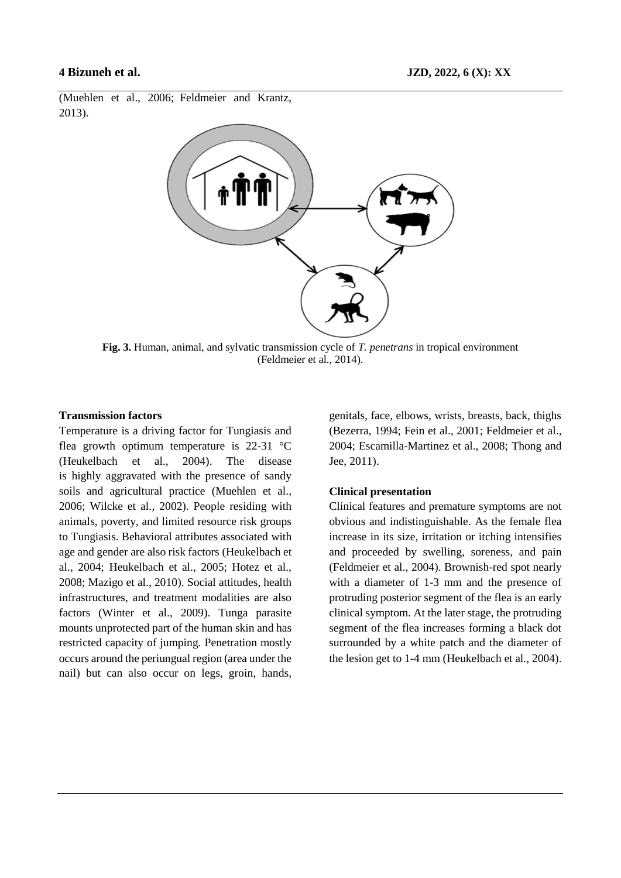(Muehlen et al., 2006; Feldmeier and Krantz, 2013).

**Fig. 3.** Human, animal, and sylvatic transmission cycle of *T. penetrans* in tropical environment (Feldmeier et al., 2014).

**Transmission factors**

Temperature is a driving factor for Tungiasis and flea growth optimum temperature is 22-31 °C (Heukelbach et al., 2004). The disease is highly aggravated with the presence of sandy soils and agricultural practice (Muehlen et al., 2006; Wilcke et al., 2002). People residing with animals, poverty, and limited resource risk groups to Tungiasis. Behavioral attributes associated with age and gender are also risk factors (Heukelbach et al., 2004; Heukelbach et al., 2005; Hotez et al., 2008; Mazigo et al., 2010). Social attitudes, health infrastructures, and treatment modalities are also factors (Winter et al., 2009). Tunga parasite mounts unprotected part of the human skin and has restricted capacity of jumping. Penetration mostly occurs around the periungual region (area under the nail) but can also occur on legs, groin, hands, genitals, face, elbows, wrists, breasts, back, thighs (Bezerra, 1994; Fein et al., 2001; Feldmeier et al., 2004; Escamilla-Martinez et al., 2008; Thong and Jee, 2011).

**Clinical presentation**

Clinical features and premature symptoms are not obvious and indistinguishable. As the female flea increase in its size, irritation or itching intensifies and proceeded by swelling, soreness, and pain (Feldmeier et al., 2004). Brownish-red spot nearly with a diameter of 1-3 mm and the presence of protruding posterior segment of the flea is an early clinical symptom. At the later stage, the protruding segment of the flea increases forming a black dot surrounded by a white patch and the diameter of the lesion get to 1-4 mm (Heukelbach et al., 2004).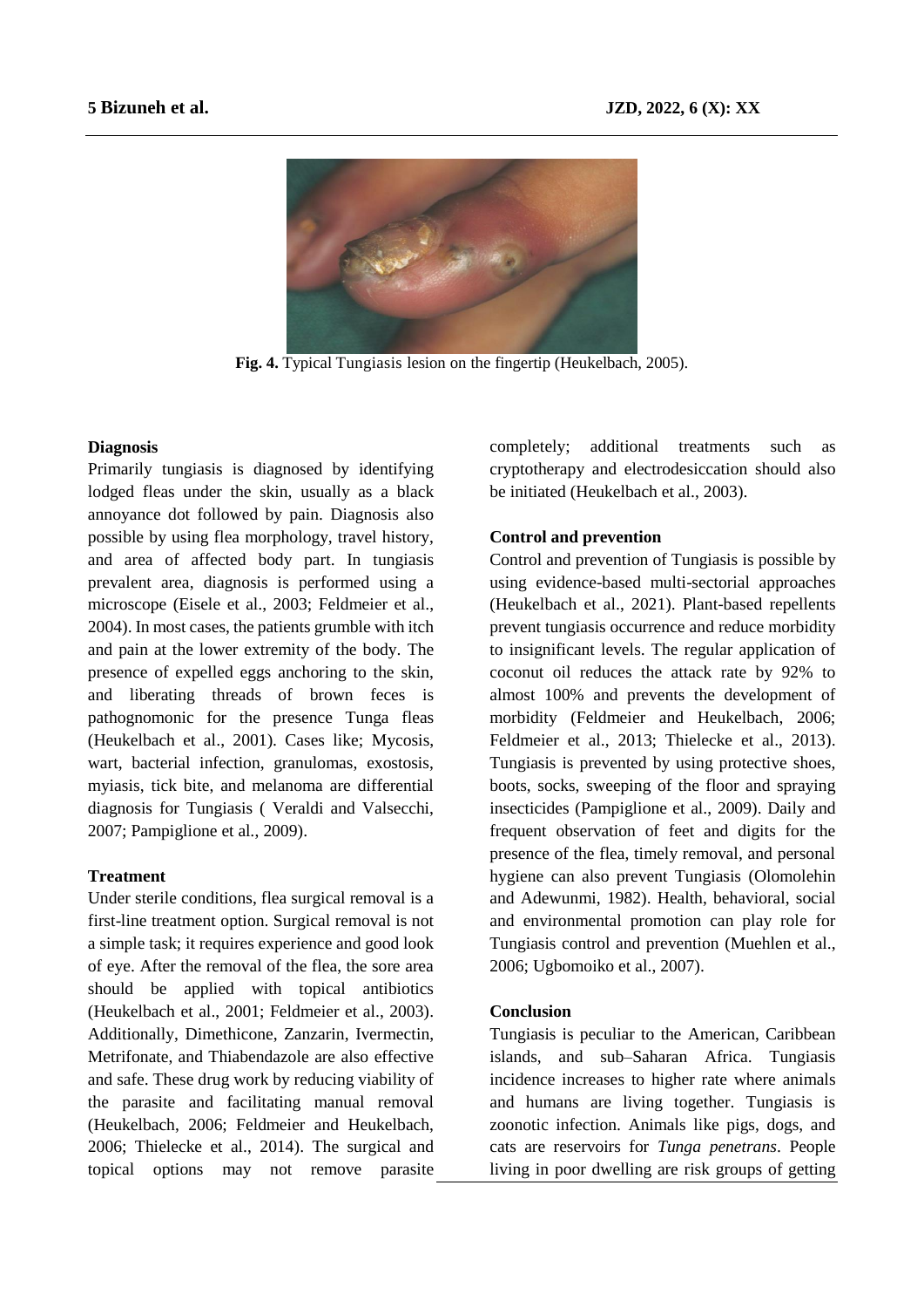Fig. 4. Typical Tungiasis lesion on the fingertip (Heukelbach, 2005).

### Diagnosis

Primarily tungiasis is diagnosed by identifying lodged fleas under the skin, usually as a black annoyance dot followed by pain. Diagnosis also possible by using flea morphology, travel history, and area of affected body part. In tungiasis prevalent area, diagnosis is performed using a microscope (Eisele et al., 2003; Feldmeier et al., 2004). In most cases, the patients grumble with itch and pain at the lower extremity of the body. The presence of expelled eggs anchoring to the skin, and liberating threads of brown feces is pathognomonic for the presence Tunga fleas (Heukelbach et al., 2001). Cases like; Mycosis, wart, bacterial infection, granulomas, exostosis, myiasis, tick bite, and melanoma are differential diagnosis for Tungiasis ( Veraldi and Valsecchi, 2007; Pampiglione et al., 2009).

### Treatment

Under sterile conditions, flea surgical removal is a first-line treatment option. Surgical removal is not a simple task; it requires experience and good look of eye. After the removal of the flea, the sore area should be applied with topical antibiotics (Heukelbach et al., 2001; Feldmeier et al., 2003). Additionally, Dimethicone, Zanzarin, Ivermectin, Metrifonate, and Thiabendazole are also effective and safe. These drug work by reducing viability of the parasite and facilitating manual removal (Heukelbach, 2006; Feldmeier and Heukelbach, 2006; Thielecke et al., 2014). The surgical and topical options may not remove parasite completely; additional treatments such as cryptotherapy and electrodesiccation should also be initiated (Heukelbach et al., 2003).

### Control and prevention

Control and prevention of Tungiasis is possible by using evidence-based multi-sectorial approaches (Heukelbach et al., 2021). Plant-based repellents prevent tungiasis occurrence and reduce morbidity to insignificant levels. The regular application of coconut oil reduces the attack rate by 92% to almost 100% and prevents the development of morbidity (Feldmeier and Heukelbach, 2006; Feldmeier et al., 2013; Thielecke et al., 2013). Tungiasis is prevented by using protective shoes, boots, socks, sweeping of the floor and spraying insecticides (Pampiglione et al., 2009). Daily and frequent observation of feet and digits for the presence of the flea, timely removal, and personal hygiene can also prevent Tungiasis (Olomolehin and Adewunmi, 1982). Health, behavioral, social and environmental promotion can play role for Tungiasis control and prevention (Muehlen et al., 2006; Ugbomoiko et al., 2007).

### Conclusion

Tungiasis is peculiar to the American, Caribbean islands, and sub–Saharan Africa. Tungiasis incidence increases to higher rate where animals and humans are living together. Tungiasis is zoonotic infection. Animals like pigs, dogs, and cats are reservoirs for *Tunga penetrans*. People living in poor dwelling are risk groups of getting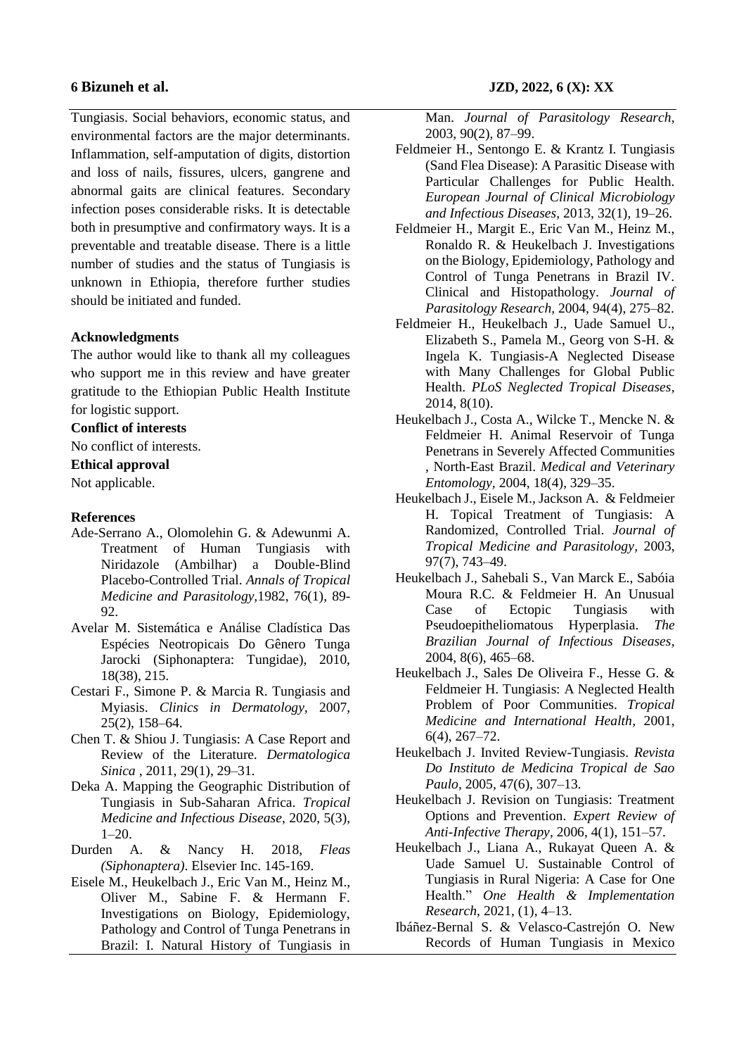Tungiasis. Social behaviors, economic status, and environmental factors are the major determinants. Inflammation, self-amputation of digits, distortion and loss of nails, fissures, ulcers, gangrene and abnormal gaits are clinical features. Secondary infection poses considerable risks. It is detectable both in presumptive and confirmatory ways. It is a preventable and treatable disease. There is a little number of studies and the status of Tungiasis is unknown in Ethiopia, therefore further studies should be initiated and funded.

**Acknowledgments**

The author would like to thank all my colleagues who support me in this review and have greater gratitude to the Ethiopian Public Health Institute for logistic support.

**Conflict of interests**

No conflict of interests.

**Ethical approval**

Not applicable.

**References**

Ade-Serrano A., Olomolehin G. & Adewunmi A. Treatment of Human Tungiasis with Niridazole (Ambilhar) a Double-Blind Placebo-Controlled Trial. *Annals of Tropical Medicine and Parasitology*,1982, 76(1), 89-92.

Avelar M. Sistemática e Análise Cladística Das Espécies Neotropicais Do Gênero Tunga Jarocki (Siphonaptera: Tungidae), 2010, 18(38), 215.

Cestari F., Simone P. & Marcia R. Tungiasis and Myiasis. *Clinics in Dermatology*, 2007, 25(2), 158–64.

Chen T. & Shiou J. Tungiasis: A Case Report and Review of the Literature. *Dermatologica Sinica* , 2011, 29(1), 29–31.

Deka A. Mapping the Geographic Distribution of Tungiasis in Sub-Saharan Africa. *Tropical Medicine and Infectious Disease*, 2020, 5(3), 1–20.

Durden A. & Nancy H. 2018, *Fleas (Siphonaptera)*. Elsevier Inc. 145-169.

Eisele M., Heukelbach J., Eric Van M., Heinz M., Oliver M., Sabine F. & Hermann F. Investigations on Biology, Epidemiology, Pathology and Control of Tunga Penetrans in Brazil: I. Natural History of Tungiasis in Man. *Journal of Parasitology Research*, 2003, 90(2), 87–99.

Feldmeier H., Sentongo E. & Krantz I. Tungiasis (Sand Flea Disease): A Parasitic Disease with Particular Challenges for Public Health. *European Journal of Clinical Microbiology and Infectious Diseases*, 2013, 32(1), 19–26.

Feldmeier H., Margit E., Eric Van M., Heinz M., Ronaldo R. & Heukelbach J. Investigations on the Biology, Epidemiology, Pathology and Control of Tunga Penetrans in Brazil IV. Clinical and Histopathology. *Journal of Parasitology Research*, 2004, 94(4), 275–82.

Feldmeier H., Heukelbach J., Uade Samuel U., Elizabeth S., Pamela M., Georg von S-H. & Ingela K. Tungiasis-A Neglected Disease with Many Challenges for Global Public Health. *PLoS Neglected Tropical Diseases*, 2014, 8(10).

Heukelbach J., Costa A., Wilcke T., Mencke N. & Feldmeier H. Animal Reservoir of Tunga Penetrans in Severely Affected Communities , North-East Brazil. *Medical and Veterinary Entomology*, 2004, 18(4), 329–35.

Heukelbach J., Eisele M., Jackson A. & Feldmeier H. Topical Treatment of Tungiasis: A Randomized, Controlled Trial. *Journal of Tropical Medicine and Parasitology*, 2003, 97(7), 743–49.

Heukelbach J., Sahebali S., Van Marck E., Sabóia Moura R.C. & Feldmeier H. An Unusual Case of Ectopic Tungiasis with Pseudoepitheliomatous Hyperplasia. *The Brazilian Journal of Infectious Diseases*, 2004, 8(6), 465–68.

Heukelbach J., Sales De Oliveira F., Hesse G. & Feldmeier H. Tungiasis: A Neglected Health Problem of Poor Communities. *Tropical Medicine and International Health*, 2001, 6(4), 267–72.

Heukelbach J. Invited Review-Tungiasis. *Revista Do Instituto de Medicina Tropical de Sao Paulo*, 2005, 47(6), 307–13.

Heukelbach J. Revision on Tungiasis: Treatment Options and Prevention. *Expert Review of Anti-Infective Therapy*, 2006, 4(1), 151–57.

Heukelbach J., Liana A., Rukayat Queen A. & Uade Samuel U. Sustainable Control of Tungiasis in Rural Nigeria: A Case for One Health." *One Health & Implementation Research*, 2021, (1), 4–13.

Ibáñez-Bernal S. & Velasco-Castrejón O. New Records of Human Tungiasis in Mexico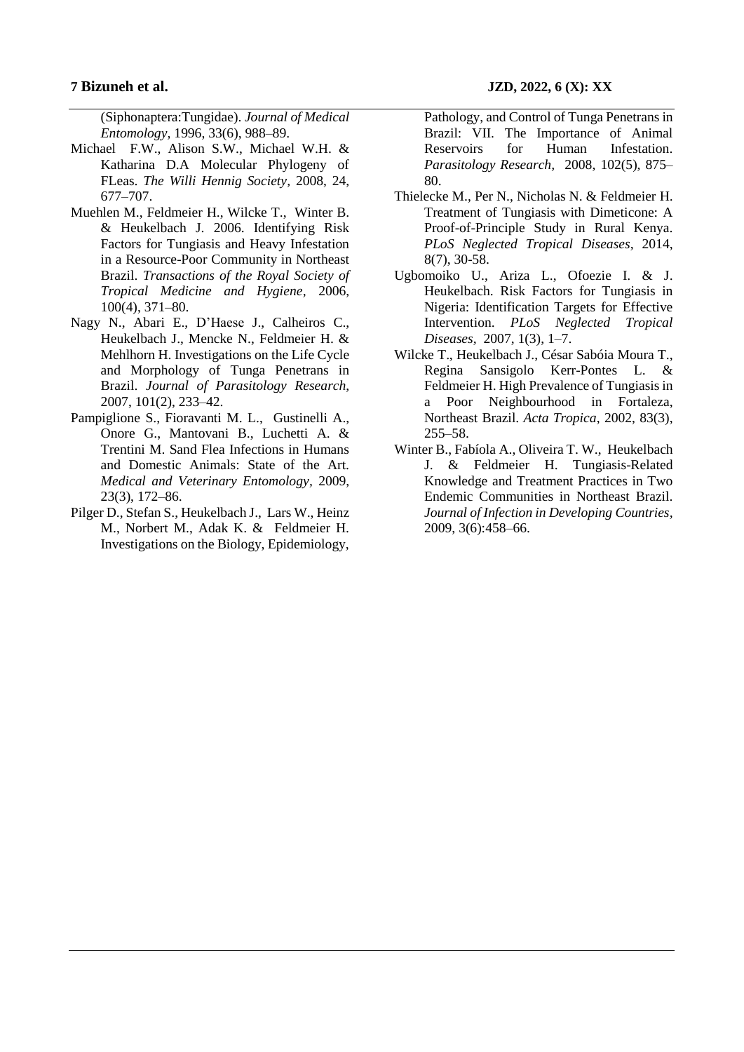(Siphonaptera:Tungidae). *Journal of Medical Entomology*, 1996, 33(6), 988–89.

Michael F.W., Alison S.W., Michael W.H. & Katharina D.A Molecular Phylogeny of FLeas. *The Willi Hennig Society*, 2008, 24, 677–707.

Muehlen M., Feldmeier H., Wilcke T., Winter B. & Heukelbach J. 2006. Identifying Risk Factors for Tungiasis and Heavy Infestation in a Resource-Poor Community in Northeast Brazil. *Transactions of the Royal Society of Tropical Medicine and Hygiene*, 2006, 100(4), 371–80.

Nagy N., Abari E., D'Haese J., Calheiros C., Heukelbach J., Mencke N., Feldmeier H. & Mehlhorn H. Investigations on the Life Cycle and Morphology of Tunga Penetrans in Brazil. *Journal of Parasitology Research*, 2007, 101(2), 233–42.

Pampiglione S., Fioravanti M. L., Gustinelli A., Onore G., Mantovani B., Luchetti A. & Trentini M. Sand Flea Infections in Humans and Domestic Animals: State of the Art. *Medical and Veterinary Entomology*, 2009, 23(3), 172–86.

Pilger D., Stefan S., Heukelbach J., Lars W., Heinz M., Norbert M., Adak K. & Feldmeier H. Investigations on the Biology, Epidemiology, Pathology, and Control of Tunga Penetrans in Brazil: VII. The Importance of Animal Reservoirs for Human Infestation. *Parasitology Research*, 2008, 102(5), 875–80.

Thielecke M., Per N., Nicholas N. & Feldmeier H. Treatment of Tungiasis with Dimeticone: A Proof-of-Principle Study in Rural Kenya. *PLoS Neglected Tropical Diseases*, 2014, 8(7), 30-58.

Ugbomoiko U., Ariza L., Ofoezie I. & J. Heukelbach. Risk Factors for Tungiasis in Nigeria: Identification Targets for Effective Intervention. *PLoS Neglected Tropical Diseases*, 2007, 1(3), 1–7.

Wilcke T., Heukelbach J., César Sabóia Moura T., Regina Sansigolo Kerr-Pontes L. & Feldmeier H. High Prevalence of Tungiasis in a Poor Neighbourhood in Fortaleza, Northeast Brazil. *Acta Tropica*, 2002, 83(3), 255–58.

Winter B., Fabíola A., Oliveira T. W., Heukelbach J. & Feldmeier H. Tungiasis-Related Knowledge and Treatment Practices in Two Endemic Communities in Northeast Brazil. *Journal of Infection in Developing Countries*, 2009, 3(6):458–66.